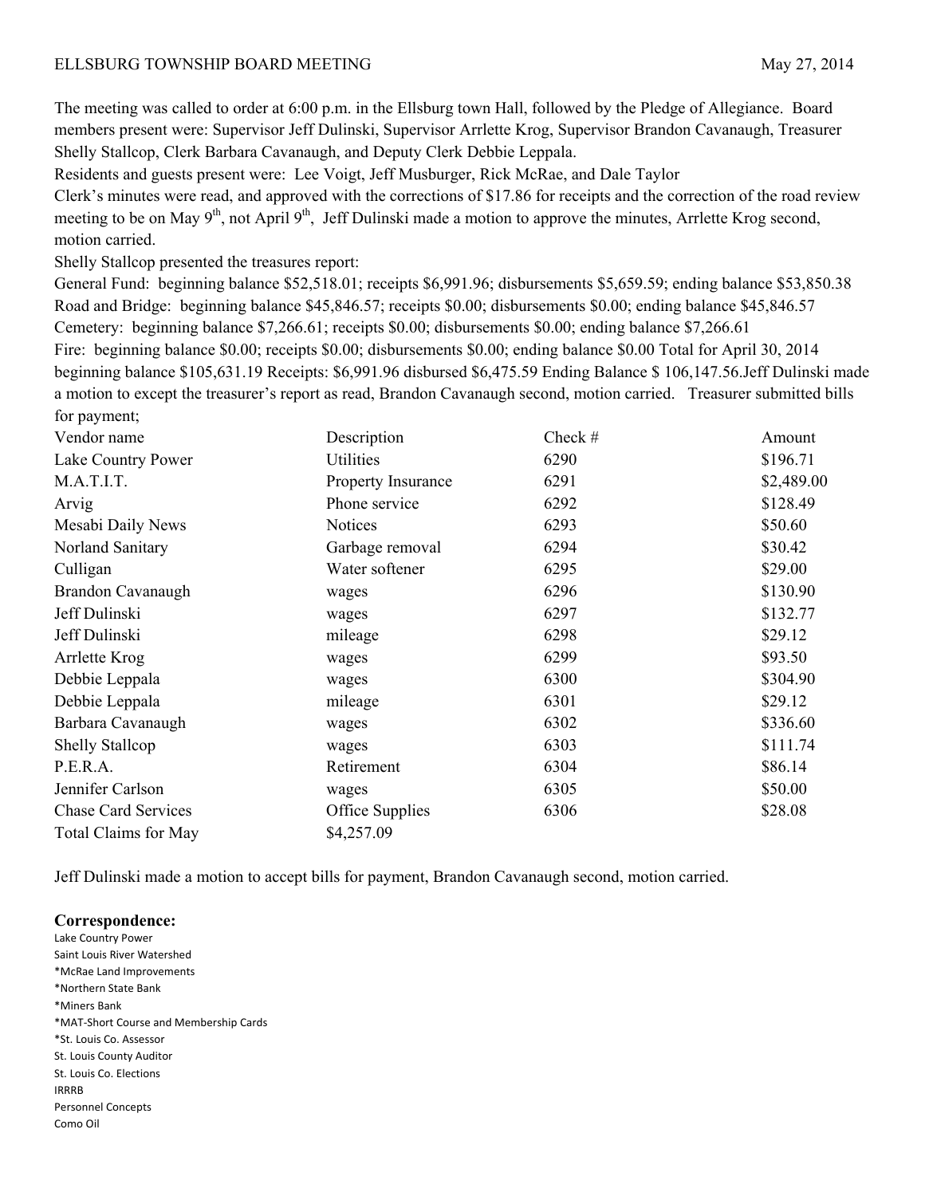ELLSBURG TOWNSHIP BOARD MEETING May 27, 2014

The meeting was called to order at 6:00 p.m. in the Ellsburg town Hall, followed by the Pledge of Allegiance. Board members present were: Supervisor Jeff Dulinski, Supervisor Arrlette Krog, Supervisor Brandon Cavanaugh, Treasurer Shelly Stallcop, Clerk Barbara Cavanaugh, and Deputy Clerk Debbie Leppala.

Residents and guests present were: Lee Voigt, Jeff Musburger, Rick McRae, and Dale Taylor

Clerk's minutes were read, and approved with the corrections of $17.86 for receipts and the correction of the road review meeting to be on May 9th, not April 9th, Jeff Dulinski made a motion to approve the minutes, Arrlette Krog second, motion carried.

Shelly Stallcop presented the treasures report:

General Fund: beginning balance $52,518.01; receipts $6,991.96; disbursements $5,659.59; ending balance $53,850.38

Road and Bridge: beginning balance $45,846.57; receipts $0.00; disbursements $0.00; ending balance $45,846.57

Cemetery: beginning balance $7,266.61; receipts $0.00; disbursements $0.00; ending balance $7,266.61

Fire: beginning balance $0.00; receipts $0.00; disbursements $0.00; ending balance $0.00 Total for April 30, 2014 beginning balance $105,631.19 Receipts: $6,991.96 disbursed $6,475.59 Ending Balance $ 106,147.56.Jeff Dulinski made a motion to except the treasurer's report as read, Brandon Cavanaugh second, motion carried. Treasurer submitted bills for payment;

| Vendor name | Description | Check # | Amount |
|---|---|---|---|
| Lake Country Power | Utilities | 6290 | $196.71 |
| M.A.T.I.T. | Property Insurance | 6291 | $2,489.00 |
| Arvig | Phone service | 6292 | $128.49 |
| Mesabi Daily News | Notices | 6293 | $50.60 |
| Norland Sanitary | Garbage removal | 6294 | $30.42 |
| Culligan | Water softener | 6295 | $29.00 |
| Brandon Cavanaugh | wages | 6296 | $130.90 |
| Jeff Dulinski | wages | 6297 | $132.77 |
| Jeff Dulinski | mileage | 6298 | $29.12 |
| Arrlette Krog | wages | 6299 | $93.50 |
| Debbie Leppala | wages | 6300 | $304.90 |
| Debbie Leppala | mileage | 6301 | $29.12 |
| Barbara Cavanaugh | wages | 6302 | $336.60 |
| Shelly Stallcop | wages | 6303 | $111.74 |
| P.E.R.A. | Retirement | 6304 | $86.14 |
| Jennifer Carlson | wages | 6305 | $50.00 |
| Chase Card Services | Office Supplies | 6306 | $28.08 |
| Total Claims for May | $4,257.09 | | |

Jeff Dulinski made a motion to accept bills for payment, Brandon Cavanaugh second, motion carried.

**Correspondence:**

Lake Country Power
Saint Louis River Watershed
*McRae Land Improvements
*Northern State Bank
*Miners Bank
*MAT-Short Course and Membership Cards
*St. Louis Co. Assessor
St. Louis County Auditor
St. Louis Co. Elections
IRRRB
Personnel Concepts
Como Oil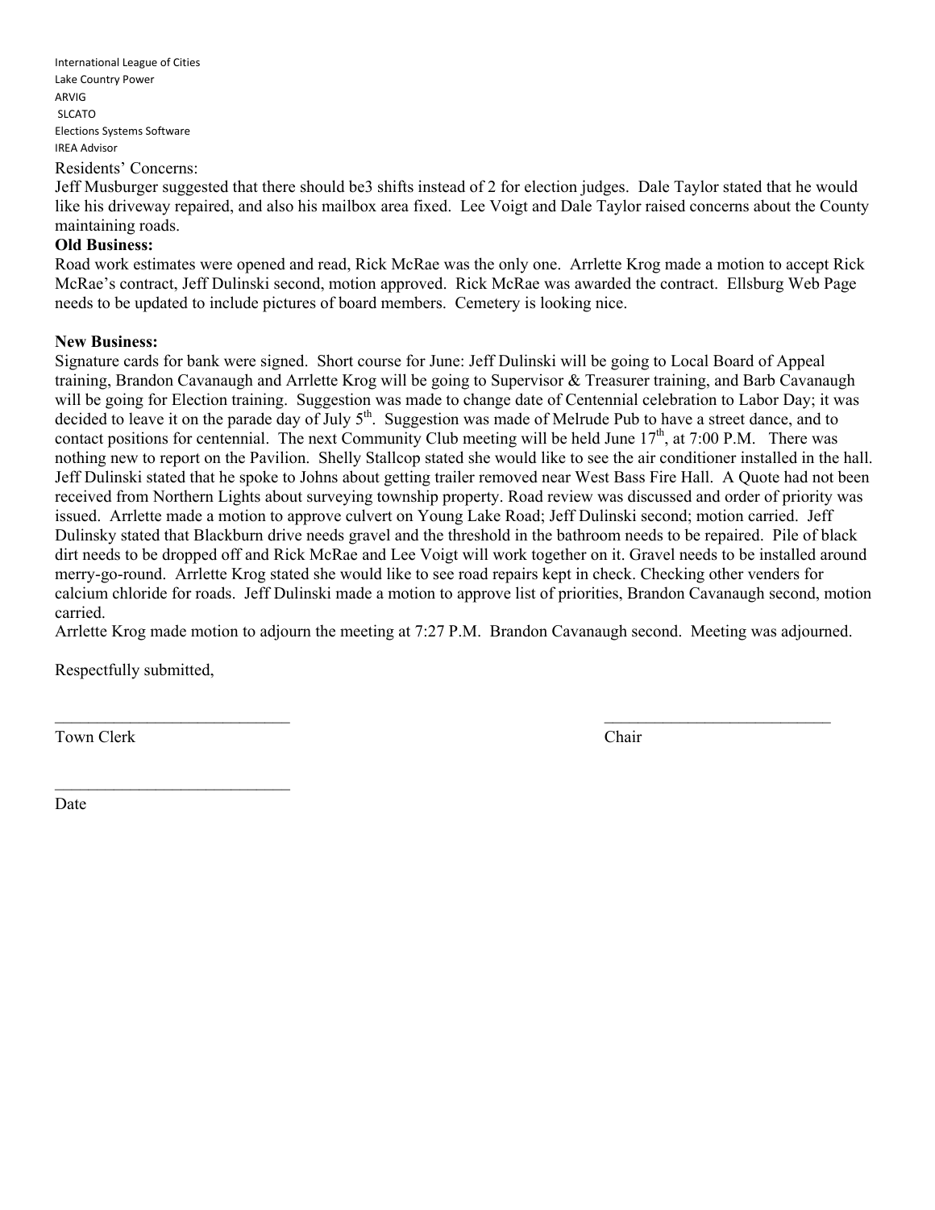International League of Cities
Lake Country Power
ARVIG
SLCATO
Elections Systems Software
IREA Advisor

Residents' Concerns:
Jeff Musburger suggested that there should be3 shifts instead of 2 for election judges. Dale Taylor stated that he would like his driveway repaired, and also his mailbox area fixed. Lee Voigt and Dale Taylor raised concerns about the County maintaining roads.

**Old Business:**
Road work estimates were opened and read, Rick McRae was the only one. Arrlette Krog made a motion to accept Rick McRae's contract, Jeff Dulinski second, motion approved. Rick McRae was awarded the contract. Ellsburg Web Page needs to be updated to include pictures of board members. Cemetery is looking nice.

**New Business:**
Signature cards for bank were signed. Short course for June: Jeff Dulinski will be going to Local Board of Appeal training, Brandon Cavanaugh and Arrlette Krog will be going to Supervisor & Treasurer training, and Barb Cavanaugh will be going for Election training. Suggestion was made to change date of Centennial celebration to Labor Day; it was decided to leave it on the parade day of July 5th. Suggestion was made of Melrude Pub to have a street dance, and to contact positions for centennial. The next Community Club meeting will be held June 17th, at 7:00 P.M. There was nothing new to report on the Pavilion. Shelly Stallcop stated she would like to see the air conditioner installed in the hall. Jeff Dulinski stated that he spoke to Johns about getting trailer removed near West Bass Fire Hall. A Quote had not been received from Northern Lights about surveying township property. Road review was discussed and order of priority was issued. Arrlette made a motion to approve culvert on Young Lake Road; Jeff Dulinski second; motion carried. Jeff Dulinsky stated that Blackburn drive needs gravel and the threshold in the bathroom needs to be repaired. Pile of black dirt needs to be dropped off and Rick McRae and Lee Voigt will work together on it. Gravel needs to be installed around merry-go-round. Arrlette Krog stated she would like to see road repairs kept in check. Checking other venders for calcium chloride for roads. Jeff Dulinski made a motion to approve list of priorities, Brandon Cavanaugh second, motion carried.
Arrlette Krog made motion to adjourn the meeting at 7:27 P.M. Brandon Cavanaugh second. Meeting was adjourned.

Respectfully submitted,

\_\_\_\_\_\_\_\_\_\_\_\_\_\_\_\_\_\_\_\_\_\_\_\_\_\_\_\_ \_\_\_\_\_\_\_\_\_\_\_\_\_\_\_\_\_\_\_\_\_\_\_\_\_\_\_\_
Town Clerk Chair

\_\_\_\_\_\_\_\_\_\_\_\_\_\_\_\_\_\_\_\_\_\_\_\_\_\_\_\_
Date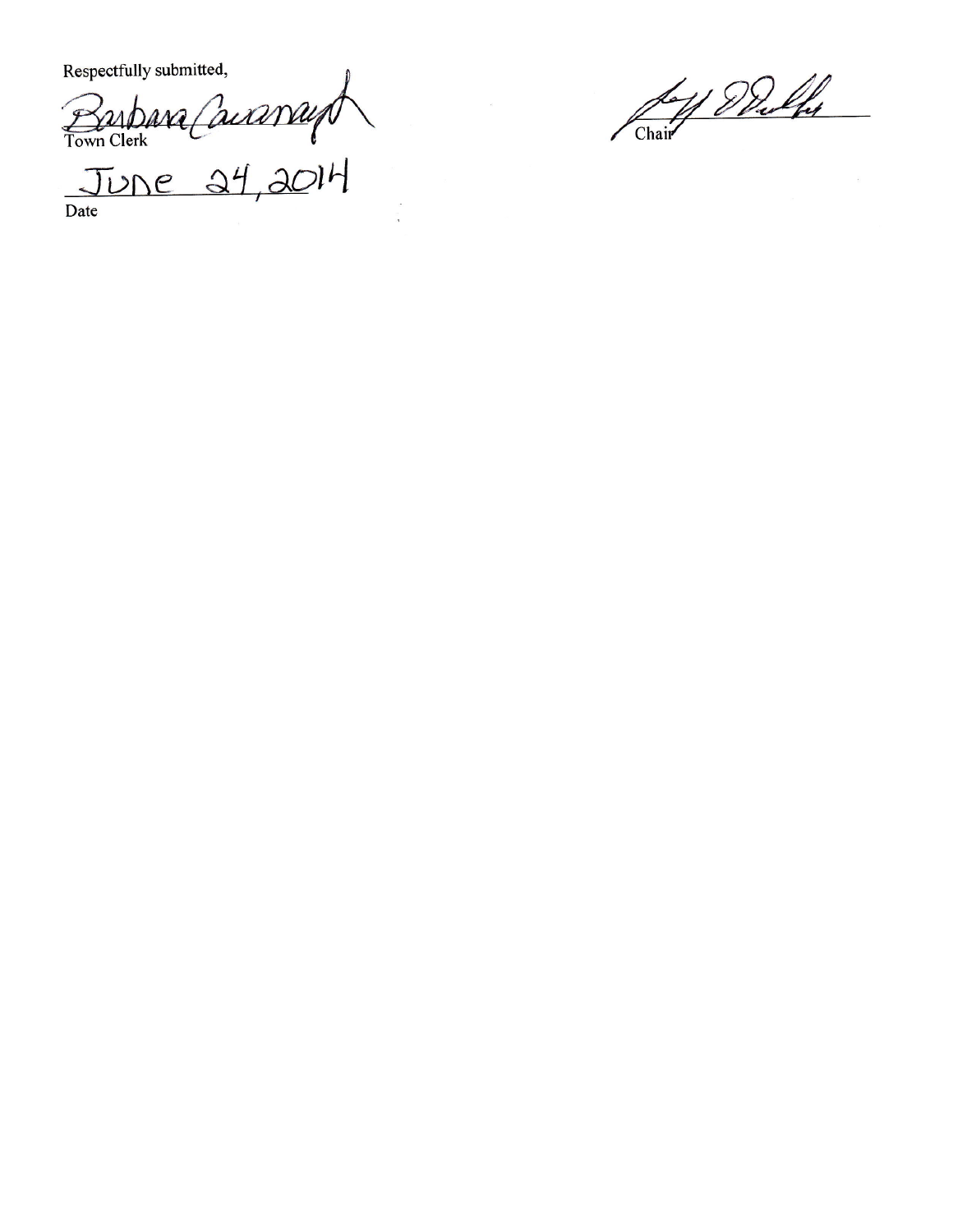Respectfully submitted,

Barbara Cavanaugh
Town Clerk

June 24, 2014
Date

Chair